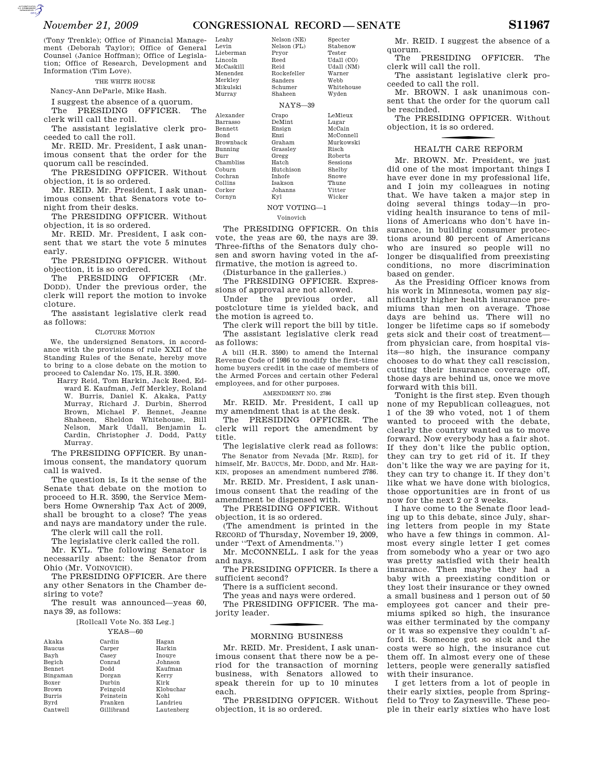(Tony Trenkle); Office of Financial Management (Deborah Taylor); Office of General Counsel (Janice Hoffman); Office of Legislation; Office of Research, Development and Information (Tim Love).

THE WHITE HOUSE

Nancy-Ann DeParle, Mike Hash.

I suggest the absence of a quorum.

The PRESIDING OFFICER. The clerk will call the roll.

The assistant legislative clerk proceeded to call the roll.

Mr. REID. Mr. President, I ask unanimous consent that the order for the quorum call be rescinded.

The PRESIDING OFFICER. Without objection, it is so ordered.

Mr. REID. Mr. President, I ask unanimous consent that Senators vote tonight from their desks.

The PRESIDING OFFICER. Without objection, it is so ordered.

Mr. REID. Mr. President, I ask consent that we start the vote 5 minutes early.

The PRESIDING OFFICER. Without objection, it is so ordered.

The PRESIDING OFFICER (Mr. DODD). Under the previous order, the clerk will report the motion to invoke cloture.

The assistant legislative clerk read as follows:

CLOTURE MOTION

We, the undersigned Senators, in accordance with the provisions of rule XXII of the Standing Rules of the Senate, hereby move to bring to a close debate on the motion to proceed to Calendar No. 175, H.R. 3590.

Harry Reid, Tom Harkin, Jack Reed, Edward E. Kaufman, Jeff Merkley, Roland W. Burris, Daniel K. Akaka, Patty Murray, Richard J. Durbin, Sherrod Brown, Michael F. Bennet, Jeanne Shaheen, Sheldon Whitehouse, Bill Nelson, Mark Udall, Benjamin L. Cardin, Christopher J. Dodd, Patty Murray.

The PRESIDING OFFICER. By unanimous consent, the mandatory quorum call is waived.

The question is, Is it the sense of the Senate that debate on the motion to proceed to H.R. 3590, the Service Members Home Ownership Tax Act of 2009, shall be brought to a close? The yeas and nays are mandatory under the rule.

The clerk will call the roll.

The legislative clerk called the roll.

Mr. KYL. The following Senator is necessarily absent: the Senator from Ohio (Mr. VOINOVICH).

The PRESIDING OFFICER. Are there any other Senators in the Chamber desiring to vote?

The result was announced—yeas 60, nays 39, as follows:

[Rollcall Vote No. 353 Leg.]

YEAS—60

Akaka, Baucus, Bayh, Begich, Bennet, Bingaman, Boxer, Brown, Burris, Byrd, Cantwell, Cardin, Carper, Casey, Conrad, Dodd, Dorgan, Durbin, Feingold, Feinstein, Franken, Gillibrand, Hagan, Harkin, Inouye, Johnson, Kaufman, Kerry, Kirk, Klobuchar, Kohl, Landrieu, Lautenberg, Leahy, Levin, Lieberman, Lincoln, McCaskill, Menendez, Merkley, Mikulski, Murray, Nelson (NE), Nelson (FL), Pryor, Reed, Reid, Rockefeller, Sanders, Schumer, Shaheen, Specter, Stabenow, Tester, Udall (CO), Udall (NM), Warner, Webb, Whitehouse, Wyden

NAYS—39

Alexander, Barrasso, Bennett, Bond, Brownback, Bunning, Burr, Chambliss, Coburn, Cochran, Collins, Corker, Cornyn, Crapo, DeMint, Ensign, Enzi, Graham, Grassley, Gregg, Hatch, Hutchison, Inhofe, Isakson, Johanns, Kyl, LeMieux, Lugar, McCain, McConnell, Murkowski, Risch, Roberts, Sessions, Shelby, Snowe, Thune, Vitter, Wicker

NOT VOTING—1

Voinovich

The PRESIDING OFFICER. On this vote, the yeas are 60, the nays are 39. Three-fifths of the Senators duly chosen and sworn having voted in the affirmative, the motion is agreed to.

(Disturbance in the galleries.)

The PRESIDING OFFICER. Expressions of approval are not allowed.

Under the previous order, all postcloture time is yielded back, and the motion is agreed to.

The clerk will report the bill by title.

The assistant legislative clerk read as follows:

A bill (H.R. 3590) to amend the Internal Revenue Code of 1986 to modify the first-time home buyers credit in the case of members of the Armed Forces and certain other Federal employees, and for other purposes.

AMENDMENT NO. 2786

Mr. REID. Mr. President, I call up my amendment that is at the desk.

The PRESIDING OFFICER. The clerk will report the amendment by title.

The legislative clerk read as follows:

The Senator from Nevada [Mr. REID], for himself, Mr. BAUCUS, Mr. DODD, and Mr. HARKIN, proposes an amendment numbered 2786.

Mr. REID. Mr. President, I ask unanimous consent that the reading of the amendment be dispensed with.

The PRESIDING OFFICER. Without objection, it is so ordered.

(The amendment is printed in the RECORD of Thursday, November 19, 2009, under "Text of Amendments.")

Mr. MCCONNELL. I ask for the yeas and nays.

The PRESIDING OFFICER. Is there a sufficient second?

There is a sufficient second.

The yeas and nays were ordered.

The PRESIDING OFFICER. The majority leader.

## MORNING BUSINESS

Mr. REID. Mr. President, I ask unanimous consent that there now be a period for the transaction of morning business, with Senators allowed to speak therein for up to 10 minutes each.

The PRESIDING OFFICER. Without objection, it is so ordered.

Mr. REID. I suggest the absence of a quorum.

The PRESIDING OFFICER. The clerk will call the roll.

The assistant legislative clerk proceeded to call the roll.

Mr. BROWN. I ask unanimous consent that the order for the quorum call be rescinded.

The PRESIDING OFFICER. Without objection, it is so ordered.

## HEALTH CARE REFORM

Mr. BROWN. Mr. President, we just did one of the most important things I have ever done in my professional life, and I join my colleagues in noting that. We have taken a major step in doing several things today—in providing health insurance to tens of millions of Americans who don't have insurance, in building consumer protections around 80 percent of Americans who are insured so people will no longer be disqualified from preexisting conditions, no more discrimination based on gender.

As the Presiding Officer knows from his work in Minnesota, women pay significantly higher health insurance premiums than men on average. Those days are behind us. There will no longer be lifetime caps so if somebody gets sick and their cost of treatment—from physician care, from hospital visits—so high, the insurance company chooses to do what they call rescission, cutting their insurance coverage off, those days are behind us, once we move forward with this bill.

Tonight is the first step. Even though none of my Republican colleagues, not 1 of the 39 who voted, not 1 of them wanted to proceed with the debate, clearly the country wanted us to move forward. Now everybody has a fair shot. If they don't like the public option, they can try to get rid of it. If they don't like the way we are paying for it, they can try to change it. If they don't like what we have done with biologics, those opportunities are in front of us now for the next 2 or 3 weeks.

I have come to the Senate floor leading up to this debate, since July, sharing letters from people in my State who have a few things in common. Almost every single letter I get comes from somebody who a year or two ago was pretty satisfied with their health insurance. Then maybe they had a baby with a preexisting condition or they lost their insurance or they owned a small business and 1 person out of 50 employees got cancer and their premiums spiked so high, the insurance was either terminated by the company or it was so expensive they couldn't afford it. Someone got so sick and the costs were so high, the insurance cut them off. In almost every one of these letters, people were generally satisfied with their insurance.

I get letters from a lot of people in their early sixties, people from Springfield to Troy to Zaynesville. These people in their early sixties who have lost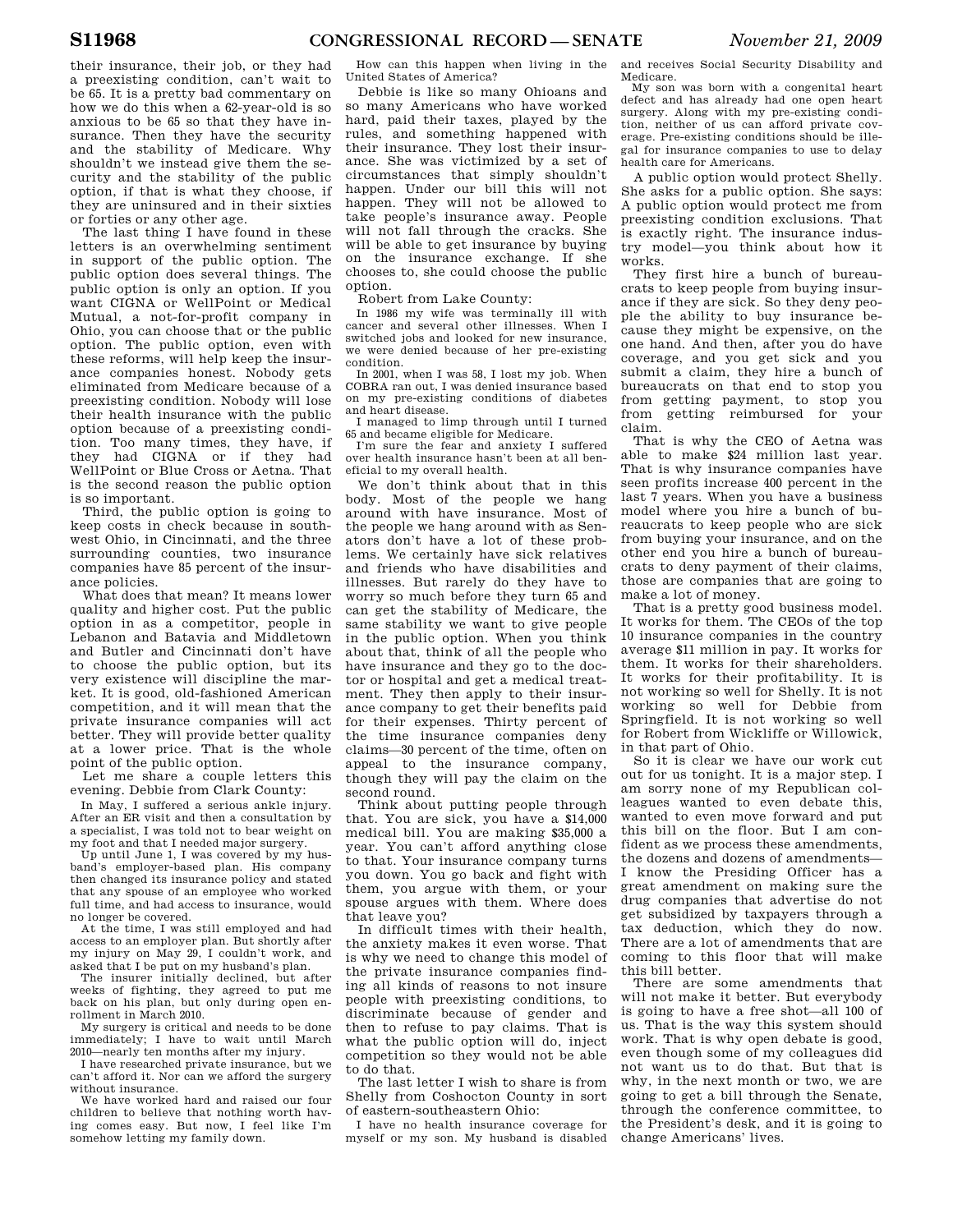their insurance, their job, or they had a preexisting condition, can't wait to be 65. It is a pretty bad commentary on how we do this when a 62-year-old is so anxious to be 65 so that they have insurance. Then they have the security and the stability of Medicare. Why shouldn't we instead give them the security and the stability of the public option, if that is what they choose, if they are uninsured and in their sixties or forties or any other age.

The last thing I have found in these letters is an overwhelming sentiment in support of the public option. The public option does several things. The public option is only an option. If you want CIGNA or WellPoint or Medical Mutual, a not-for-profit company in Ohio, you can choose that or the public option. The public option, even with these reforms, will help keep the insurance companies honest. Nobody gets eliminated from Medicare because of a preexisting condition. Nobody will lose their health insurance with the public option because of a preexisting condition. Too many times, they have, if they had CIGNA or if they had WellPoint or Blue Cross or Aetna. That is the second reason the public option is so important.

Third, the public option is going to keep costs in check because in southwest Ohio, in Cincinnati, and the three surrounding counties, two insurance companies have 85 percent of the insurance policies.

What does that mean? It means lower quality and higher cost. Put the public option in as a competitor, people in Lebanon and Batavia and Middletown and Butler and Cincinnati don't have to choose the public option, but its very existence will discipline the market. It is good, old-fashioned American competition, and it will mean that the private insurance companies will act better. They will provide better quality at a lower price. That is the whole point of the public option.

Let me share a couple letters this evening. Debbie from Clark County:

> In May, I suffered a serious ankle injury. After an ER visit and then a consultation by a specialist, I was told not to bear weight on my foot and that I needed major surgery.
>
> Up until June 1, I was covered by my husband's employer-based plan. His company then changed its insurance policy and stated that any spouse of an employee who worked full time, and had access to insurance, would no longer be covered.
>
> At the time, I was still employed and had access to an employer plan. But shortly after my injury on May 29, I couldn't work, and asked that I be put on my husband's plan.
>
> The insurer initially declined, but after weeks of fighting, they agreed to put me back on his plan, but only during open enrollment in March 2010.
>
> My surgery is critical and needs to be done immediately; I have to wait until March 2010—nearly ten months after my injury.
>
> I have researched private insurance, but we can't afford it. Nor can we afford the surgery without insurance.
>
> We have worked hard and raised our four children to believe that nothing worth having comes easy. But now, I feel like I'm somehow letting my family down.
>
> How can this happen when living in the United States of America?

Debbie is like so many Ohioans and so many Americans who have worked hard, paid their taxes, played by the rules, and something happened with their insurance. They lost their insurance. She was victimized by a set of circumstances that simply shouldn't happen. Under our bill this will not happen. They will not be allowed to take people's insurance away. People will not fall through the cracks. She will be able to get insurance by buying on the insurance exchange. If she chooses to, she could choose the public option.

Robert from Lake County:

> In 1986 my wife was terminally ill with cancer and several other illnesses. When I switched jobs and looked for new insurance, we were denied because of her pre-existing condition.
>
> In 2001, when I was 58, I lost my job. When COBRA ran out, I was denied insurance based on my pre-existing conditions of diabetes and heart disease.
>
> I managed to limp through until I turned 65 and became eligible for Medicare.
>
> I'm sure the fear and anxiety I suffered over health insurance hasn't been at all beneficial to my overall health.

We don't think about that in this body. Most of the people we hang around with have insurance. Most of the people we hang around with as Senators don't have a lot of these problems. We certainly have sick relatives and friends who have disabilities and illnesses. But rarely do they have to worry so much before they turn 65 and can get the stability of Medicare, the same stability we want to give people in the public option. When you think about that, think of all the people who have insurance and they go to the doctor or hospital and get a medical treatment. They then apply to their insurance company to get their benefits paid for their expenses. Thirty percent of the time insurance companies deny claims—30 percent of the time, often on appeal to the insurance company, though they will pay the claim on the second round.

Think about putting people through that. You are sick, you have a $14,000 medical bill. You are making $35,000 a year. You can't afford anything close to that. Your insurance company turns you down. You go back and fight with them, you argue with them, or your spouse argues with them. Where does that leave you?

In difficult times with their health, the anxiety makes it even worse. That is why we need to change this model of the private insurance companies finding all kinds of reasons to not insure people with preexisting conditions, to discriminate because of gender and then to refuse to pay claims. That is what the public option will do, inject competition so they would not be able to do that.

The last letter I wish to share is from Shelly from Coshocton County in sort of eastern-southeastern Ohio:

> I have no health insurance coverage for myself or my son. My husband is disabled and receives Social Security Disability and Medicare.
>
> My son was born with a congenital heart defect and has already had one open heart surgery. Along with my pre-existing condition, neither of us can afford private coverage. Pre-existing conditions should be illegal for insurance companies to use to delay health care for Americans.

A public option would protect Shelly. She asks for a public option. She says: A public option would protect me from preexisting condition exclusions. That is exactly right. The insurance industry model—you think about how it works.

They first hire a bunch of bureaucrats to keep people from buying insurance if they are sick. So they deny people the ability to buy insurance because they might be expensive, on the one hand. And then, after you do have coverage, and you get sick and you submit a claim, they hire a bunch of bureaucrats on that end to stop you from getting payment, to stop you from getting reimbursed for your claim.

That is why the CEO of Aetna was able to make $24 million last year. That is why insurance companies have seen profits increase 400 percent in the last 7 years. When you have a business model where you hire a bunch of bureaucrats to keep people who are sick from buying your insurance, and on the other end you hire a bunch of bureaucrats to deny payment of their claims, those are companies that are going to make a lot of money.

That is a pretty good business model. It works for them. The CEOs of the top 10 insurance companies in the country average $11 million in pay. It works for them. It works for their shareholders. It works for their profitability. It is not working so well for Shelly. It is not working so well for Debbie from Springfield. It is not working so well for Robert from Wickliffe or Willowick, in that part of Ohio.

So it is clear we have our work cut out for us tonight. It is a major step. I am sorry none of my Republican colleagues wanted to even debate this, wanted to even move forward and put this bill on the floor. But I am confident as we process these amendments, the dozens and dozens of amendments—I know the Presiding Officer has a great amendment on making sure the drug companies that advertise do not get subsidized by taxpayers through a tax deduction, which they do now. There are a lot of amendments that are coming to this floor that will make this bill better.

There are some amendments that will not make it better. But everybody is going to have a free shot—all 100 of us. That is the way this system should work. That is why open debate is good, even though some of my colleagues did not want us to do that. But that is why, in the next month or two, we are going to get a bill through the Senate, through the conference committee, to the President's desk, and it is going to change Americans' lives.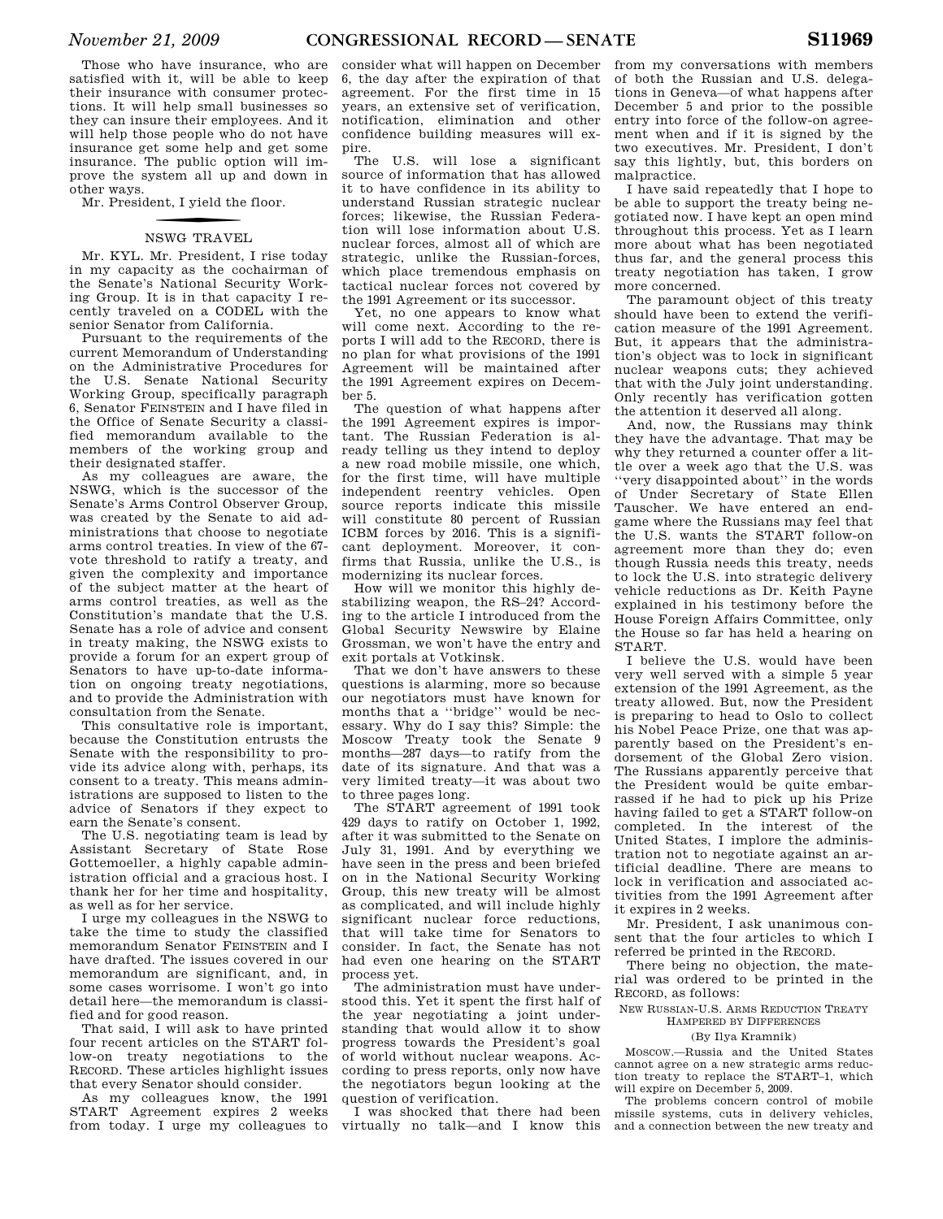Those who have insurance, who are satisfied with it, will be able to keep their insurance with consumer protections. It will help small businesses so they can insure their employees. And it will help those people who do not have insurance get some help and get some insurance. The public option will improve the system all up and down in other ways.

Mr. President, I yield the floor.

## NSWG TRAVEL

Mr. KYL. Mr. President, I rise today in my capacity as the cochairman of the Senate's National Security Working Group. It is in that capacity I recently traveled on a CODEL with the senior Senator from California.

Pursuant to the requirements of the current Memorandum of Understanding on the Administrative Procedures for the U.S. Senate National Security Working Group, specifically paragraph 6, Senator FEINSTEIN and I have filed in the Office of Senate Security a classified memorandum available to the members of the working group and their designated staffer.

As my colleagues are aware, the NSWG, which is the successor of the Senate's Arms Control Observer Group, was created by the Senate to aid administrations that choose to negotiate arms control treaties. In view of the 67-vote threshold to ratify a treaty, and given the complexity and importance of the subject matter at the heart of arms control treaties, as well as the Constitution's mandate that the U.S. Senate has a role of advice and consent in treaty making, the NSWG exists to provide a forum for an expert group of Senators to have up-to-date information on ongoing treaty negotiations, and to provide the Administration with consultation from the Senate.

This consultative role is important, because the Constitution entrusts the Senate with the responsibility to provide its advice along with, perhaps, its consent to a treaty. This means administrations are supposed to listen to the advice of Senators if they expect to earn the Senate's consent.

The U.S. negotiating team is lead by Assistant Secretary of State Rose Gottemoeller, a highly capable administration official and a gracious host. I thank her for her time and hospitality, as well as for her service.

I urge my colleagues in the NSWG to take the time to study the classified memorandum Senator FEINSTEIN and I have drafted. The issues covered in our memorandum are significant, and, in some cases worrisome. I won't go into detail here—the memorandum is classified and for good reason.

That said, I will ask to have printed four recent articles on the START follow-on treaty negotiations to the RECORD. These articles highlight issues that every Senator should consider.

As my colleagues know, the 1991 START Agreement expires 2 weeks from today. I urge my colleagues to consider what will happen on December 6, the day after the expiration of that agreement. For the first time in 15 years, an extensive set of verification, notification, elimination and other confidence building measures will expire.

The U.S. will lose a significant source of information that has allowed it to have confidence in its ability to understand Russian strategic nuclear forces; likewise, the Russian Federation will lose information about U.S. nuclear forces, almost all of which are strategic, unlike the Russian-forces, which place tremendous emphasis on tactical nuclear forces not covered by the 1991 Agreement or its successor.

Yet, no one appears to know what will come next. According to the reports I will add to the RECORD, there is no plan for what provisions of the 1991 Agreement will be maintained after the 1991 Agreement expires on December 5.

The question of what happens after the 1991 Agreement expires is important. The Russian Federation is already telling us they intend to deploy a new road mobile missile, one which, for the first time, will have multiple independent reentry vehicles. Open source reports indicate this missile will constitute 80 percent of Russian ICBM forces by 2016. This is a significant deployment. Moreover, it confirms that Russia, unlike the U.S., is modernizing its nuclear forces.

How will we monitor this highly destabilizing weapon, the RS–24? According to the article I introduced from the Global Security Newswire by Elaine Grossman, we won't have the entry and exit portals at Votkinsk.

That we don't have answers to these questions is alarming, more so because our negotiators must have known for months that a ''bridge'' would be necessary. Why do I say this? Simple: the Moscow Treaty took the Senate 9 months—287 days—to ratify from the date of its signature. And that was a very limited treaty—it was about two to three pages long.

The START agreement of 1991 took 429 days to ratify on October 1, 1992, after it was submitted to the Senate on July 31, 1991. And by everything we have seen in the press and been briefed on in the National Security Working Group, this new treaty will be almost as complicated, and will include highly significant nuclear force reductions, that will take time for Senators to consider. In fact, the Senate has not had even one hearing on the START process yet.

The administration must have understood this. Yet it spent the first half of the year negotiating a joint understanding that would allow it to show progress towards the President's goal of world without nuclear weapons. According to press reports, only now have the negotiators begun looking at the question of verification.

I was shocked that there had been virtually no talk—and I know this from my conversations with members of both the Russian and U.S. delegations in Geneva—of what happens after December 5 and prior to the possible entry into force of the follow-on agreement when and if it is signed by the two executives. Mr. President, I don't say this lightly, but, this borders on malpractice.

I have said repeatedly that I hope to be able to support the treaty being negotiated now. I have kept an open mind throughout this process. Yet as I learn more about what has been negotiated thus far, and the general process this treaty negotiation has taken, I grow more concerned.

The paramount object of this treaty should have been to extend the verification measure of the 1991 Agreement. But, it appears that the administration's object was to lock in significant nuclear weapons cuts; they achieved that with the July joint understanding. Only recently has verification gotten the attention it deserved all along.

And, now, the Russians may think they have the advantage. That may be why they returned a counter offer a little over a week ago that the U.S. was ''very disappointed about'' in the words of Under Secretary of State Ellen Tauscher. We have entered an end-game where the Russians may feel that the U.S. wants the START follow-on agreement more than they do; even though Russia needs this treaty, needs to lock the U.S. into strategic delivery vehicle reductions as Dr. Keith Payne explained in his testimony before the House Foreign Affairs Committee, only the House so far has held a hearing on START.

I believe the U.S. would have been very well served with a simple 5 year extension of the 1991 Agreement, as the treaty allowed. But, now the President is preparing to head to Oslo to collect his Nobel Peace Prize, one that was apparently based on the President's endorsement of the Global Zero vision. The Russians apparently perceive that the President would be quite embarrassed if he had to pick up his Prize having failed to get a START follow-on completed. In the interest of the United States, I implore the administration not to negotiate against an artificial deadline. There are means to lock in verification and associated activities from the 1991 Agreement after it expires in 2 weeks.

Mr. President, I ask unanimous consent that the four articles to which I referred be printed in the RECORD.

There being no objection, the material was ordered to be printed in the RECORD, as follows:

### NEW RUSSIAN-U.S. ARMS REDUCTION TREATY HAMPERED BY DIFFERENCES

(By Ilya Kramnik)

MOSCOW.—Russia and the United States cannot agree on a new strategic arms reduction treaty to replace the START–1, which will expire on December 5, 2009.

The problems concern control of mobile missile systems, cuts in delivery vehicles, and a connection between the new treaty and